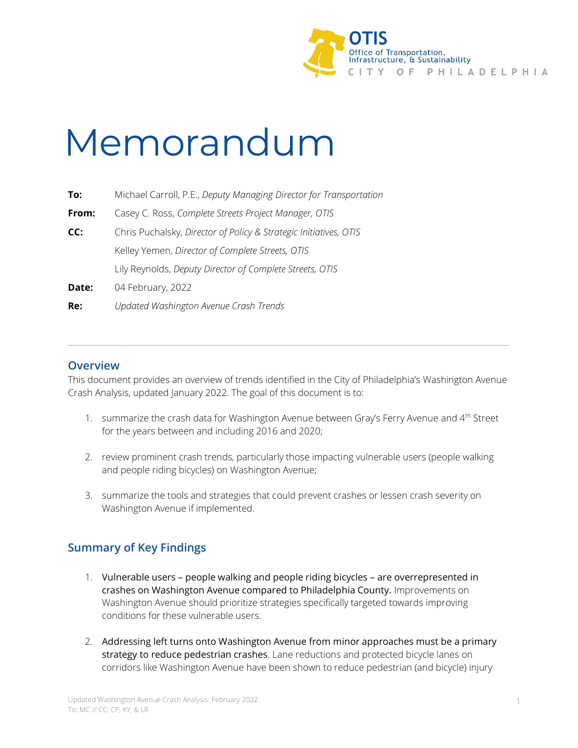OTIS
Office of Transportation, Infrastructure, & Sustainability
CITY OF PHILADELPHIA

# Memorandum

**To:** Michael Carroll, P.E., *Deputy Managing Director for Transportation*

**From:** Casey C. Ross, *Complete Streets Project Manager, OTIS*

**CC:** Chris Puchalsky, *Director of Policy & Strategic Initiatives, OTIS*

Kelley Yemen, *Director of Complete Streets, OTIS*

Lily Reynolds, *Deputy Director of Complete Streets, OTIS*

**Date:** 04 February, 2022

**Re:** *Updated Washington Avenue Crash Trends*

---

## Overview

This document provides an overview of trends identified in the City of Philadelphia's Washington Avenue Crash Analysis, updated January 2022. The goal of this document is to:

1. summarize the crash data for Washington Avenue between Gray's Ferry Avenue and 4th Street for the years between and including 2016 and 2020;

2. review prominent crash trends, particularly those impacting vulnerable users (people walking and people riding bicycles) on Washington Avenue;

3. summarize the tools and strategies that could prevent crashes or lessen crash severity on Washington Avenue if implemented.

## Summary of Key Findings

1. Vulnerable users – people walking and people riding bicycles – are overrepresented in crashes on Washington Avenue compared to Philadelphia County. Improvements on Washington Avenue should prioritize strategies specifically targeted towards improving conditions for these vulnerable users.

2. Addressing left turns onto Washington Avenue from minor approaches must be a primary strategy to reduce pedestrian crashes. Lane reductions and protected bicycle lanes on corridors like Washington Avenue have been shown to reduce pedestrian (and bicycle) injury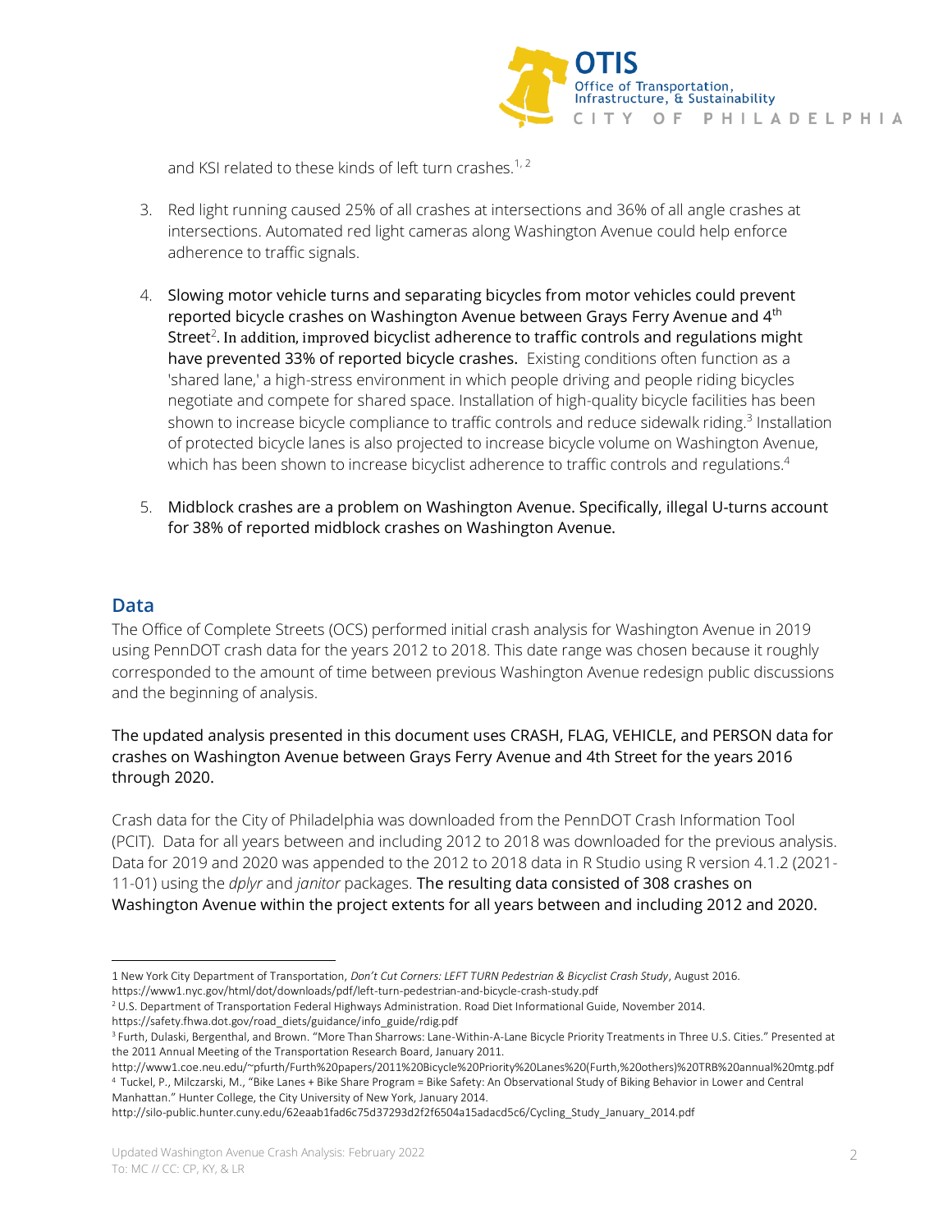and KSI related to these kinds of left turn crashes.[1, 2]

3. Red light running caused 25% of all crashes at intersections and 36% of all angle crashes at intersections. Automated red light cameras along Washington Avenue could help enforce adherence to traffic signals.

4. Slowing motor vehicle turns and separating bicycles from motor vehicles could prevent reported bicycle crashes on Washington Avenue between Grays Ferry Avenue and 4th Street[2]. In addition, improved bicyclist adherence to traffic controls and regulations might have prevented 33% of reported bicycle crashes. Existing conditions often function as a 'shared lane,' a high-stress environment in which people driving and people riding bicycles negotiate and compete for shared space. Installation of high-quality bicycle facilities has been shown to increase bicycle compliance to traffic controls and reduce sidewalk riding.[3] Installation of protected bicycle lanes is also projected to increase bicycle volume on Washington Avenue, which has been shown to increase bicyclist adherence to traffic controls and regulations.[4]

5. Midblock crashes are a problem on Washington Avenue. Specifically, illegal U-turns account for 38% of reported midblock crashes on Washington Avenue.

## Data

The Office of Complete Streets (OCS) performed initial crash analysis for Washington Avenue in 2019 using PennDOT crash data for the years 2012 to 2018. This date range was chosen because it roughly corresponded to the amount of time between previous Washington Avenue redesign public discussions and the beginning of analysis.

The updated analysis presented in this document uses CRASH, FLAG, VEHICLE, and PERSON data for crashes on Washington Avenue between Grays Ferry Avenue and 4th Street for the years 2016 through 2020.

Crash data for the City of Philadelphia was downloaded from the PennDOT Crash Information Tool (PCIT). Data for all years between and including 2012 to 2018 was downloaded for the previous analysis. Data for 2019 and 2020 was appended to the 2012 to 2018 data in R Studio using R version 4.1.2 (2021-11-01) using the *dplyr* and *janitor* packages. The resulting data consisted of 308 crashes on Washington Avenue within the project extents for all years between and including 2012 and 2020.

---

1 New York City Department of Transportation, *Don't Cut Corners: LEFT TURN Pedestrian & Bicyclist Crash Study*, August 2016. https://www1.nyc.gov/html/dot/downloads/pdf/left-turn-pedestrian-and-bicycle-crash-study.pdf

2 U.S. Department of Transportation Federal Highways Administration. Road Diet Informational Guide, November 2014. https://safety.fhwa.dot.gov/road_diets/guidance/info_guide/rdig.pdf

3 Furth, Dulaski, Bergenthal, and Brown. "More Than Sharrows: Lane-Within-A-Lane Bicycle Priority Treatments in Three U.S. Cities." Presented at the 2011 Annual Meeting of the Transportation Research Board, January 2011. http://www1.coe.neu.edu/~pfurth/Furth%20papers/2011%20Bicycle%20Priority%20Lanes%20(Furth,%20others)%20TRB%20annual%20mtg.pdf

4 Tuckel, P., Milczarski, M., "Bike Lanes + Bike Share Program = Bike Safety: An Observational Study of Biking Behavior in Lower and Central Manhattan." Hunter College, the City University of New York, January 2014. http://silo-public.hunter.cuny.edu/62eaab1fad6c75d37293d2f2f6504a15adacd5c6/Cycling_Study_January_2014.pdf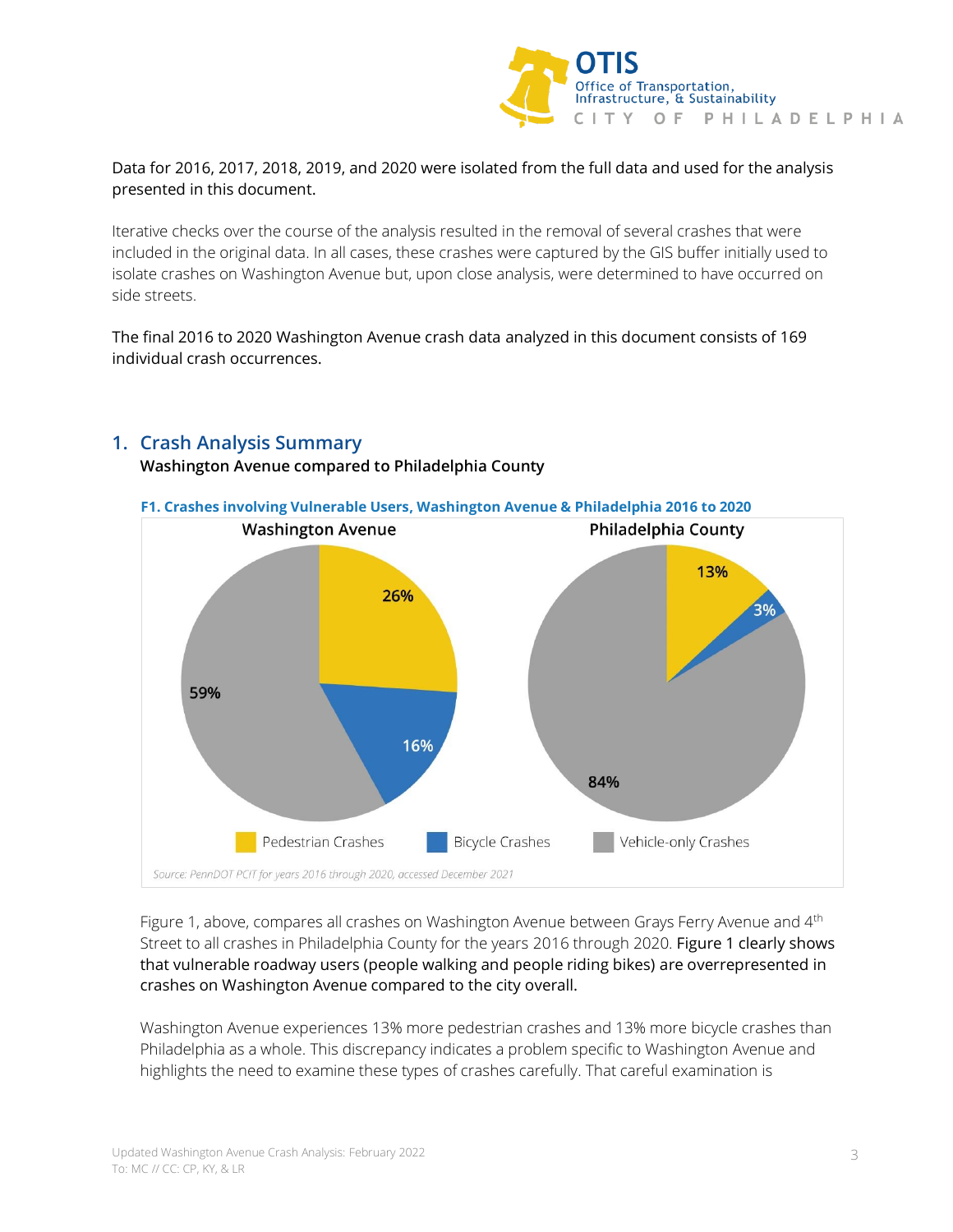Data for 2016, 2017, 2018, 2019, and 2020 were isolated from the full data and used for the analysis presented in this document.

Iterative checks over the course of the analysis resulted in the removal of several crashes that were included in the original data. In all cases, these crashes were captured by the GIS buffer initially used to isolate crashes on Washington Avenue but, upon close analysis, were determined to have occurred on side streets.

The final 2016 to 2020 Washington Avenue crash data analyzed in this document consists of 169 individual crash occurrences.

## 1. Crash Analysis Summary

**Washington Avenue compared to Philadelphia County**

**F1. Crashes involving Vulnerable Users, Washington Avenue & Philadelphia 2016 to 2020**

| | Washington Avenue | Philadelphia County |
|---|---|---|
| Pedestrian Crashes | 26% | 13% |
| Bicycle Crashes | 16% | 3% |
| Vehicle-only Crashes | 59% | 84% |

*Source: PennDOT PCIT for years 2016 through 2020, accessed December 2021*

Figure 1, above, compares all crashes on Washington Avenue between Grays Ferry Avenue and 4th Street to all crashes in Philadelphia County for the years 2016 through 2020. Figure 1 clearly shows that vulnerable roadway users (people walking and people riding bikes) are overrepresented in crashes on Washington Avenue compared to the city overall.

Washington Avenue experiences 13% more pedestrian crashes and 13% more bicycle crashes than Philadelphia as a whole. This discrepancy indicates a problem specific to Washington Avenue and highlights the need to examine these types of crashes carefully. That careful examination is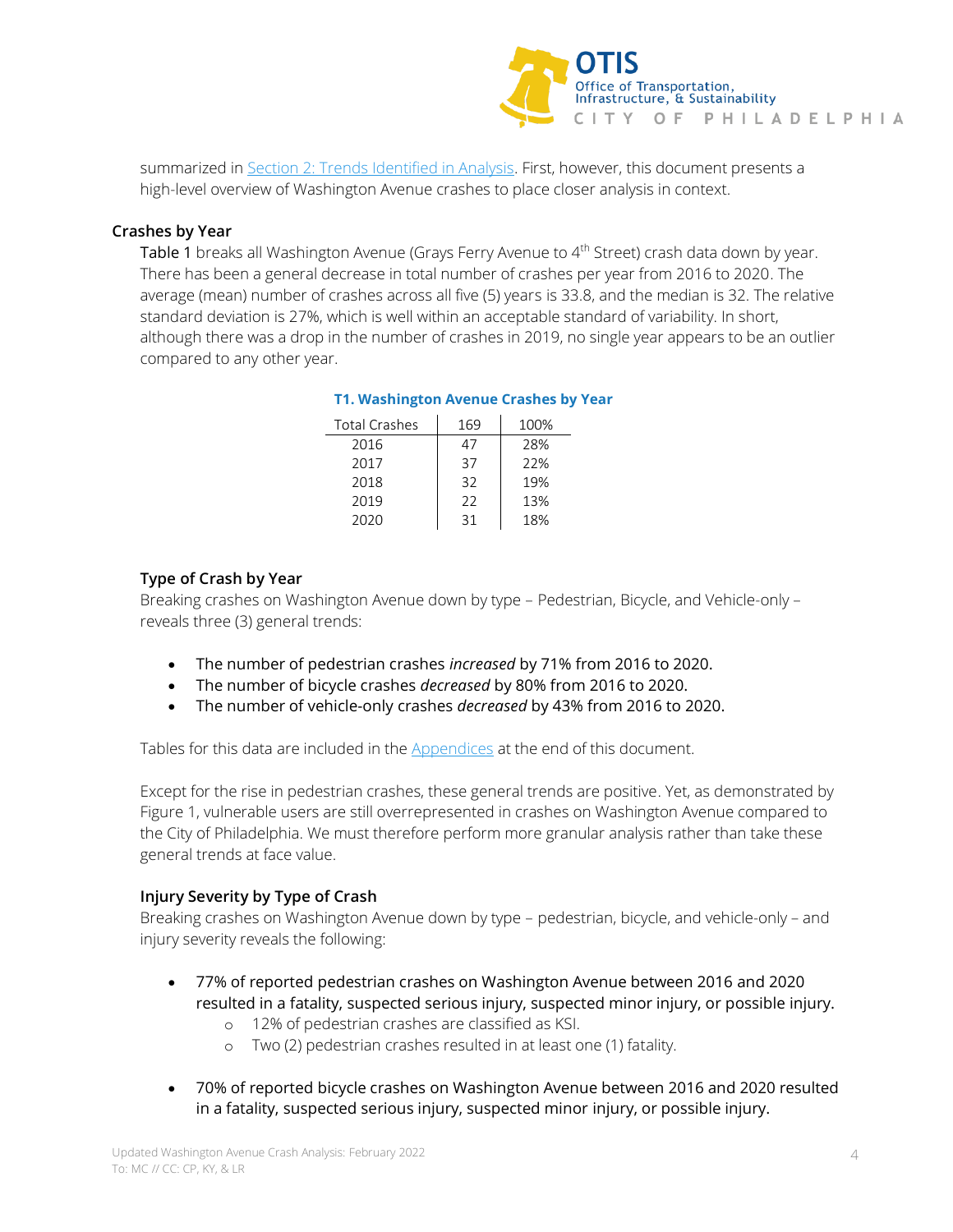summarized in [Section 2: Trends Identified in Analysis](). First, however, this document presents a high-level overview of Washington Avenue crashes to place closer analysis in context.

### Crashes by Year

Table 1 breaks all Washington Avenue (Grays Ferry Avenue to 4th Street) crash data down by year. There has been a general decrease in total number of crashes per year from 2016 to 2020. The average (mean) number of crashes across all five (5) years is 33.8, and the median is 32. The relative standard deviation is 27%, which is well within an acceptable standard of variability. In short, although there was a drop in the number of crashes in 2019, no single year appears to be an outlier compared to any other year.

**T1. Washington Avenue Crashes by Year**

| Total Crashes | 169 | 100% |
|---|---|---|
| 2016 | 47 | 28% |
| 2017 | 37 | 22% |
| 2018 | 32 | 19% |
| 2019 | 22 | 13% |
| 2020 | 31 | 18% |

#### Type of Crash by Year

Breaking crashes on Washington Avenue down by type – Pedestrian, Bicycle, and Vehicle-only – reveals three (3) general trends:

- The number of pedestrian crashes *increased* by 71% from 2016 to 2020.
- The number of bicycle crashes *decreased* by 80% from 2016 to 2020.
- The number of vehicle-only crashes *decreased* by 43% from 2016 to 2020.

Tables for this data are included in the [Appendices]() at the end of this document.

Except for the rise in pedestrian crashes, these general trends are positive. Yet, as demonstrated by Figure 1, vulnerable users are still overrepresented in crashes on Washington Avenue compared to the City of Philadelphia. We must therefore perform more granular analysis rather than take these general trends at face value.

#### Injury Severity by Type of Crash

Breaking crashes on Washington Avenue down by type – pedestrian, bicycle, and vehicle-only – and injury severity reveals the following:

- 77% of reported pedestrian crashes on Washington Avenue between 2016 and 2020 resulted in a fatality, suspected serious injury, suspected minor injury, or possible injury.
  - 12% of pedestrian crashes are classified as KSI.
  - Two (2) pedestrian crashes resulted in at least one (1) fatality.
- 70% of reported bicycle crashes on Washington Avenue between 2016 and 2020 resulted in a fatality, suspected serious injury, suspected minor injury, or possible injury.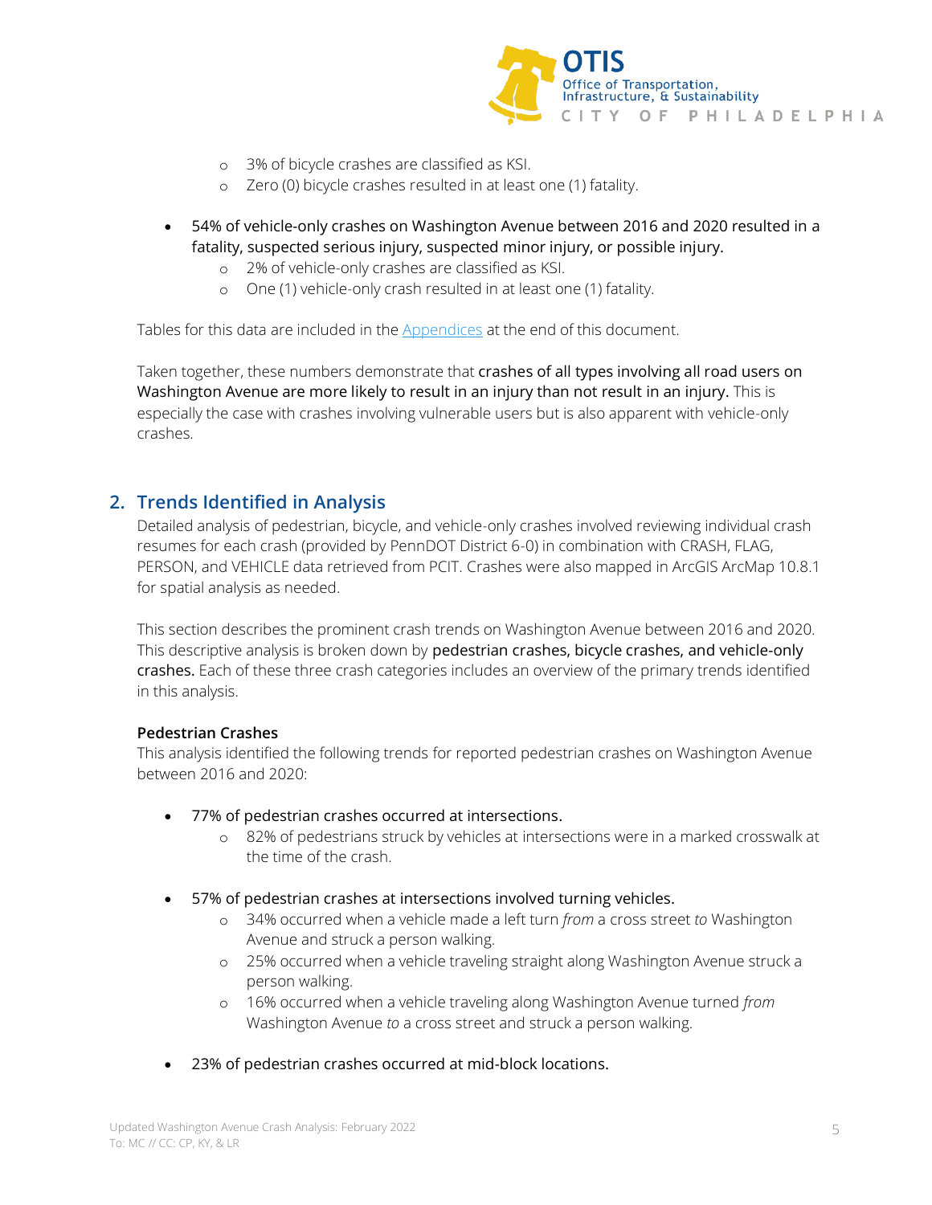- 3% of bicycle crashes are classified as KSI.
- Zero (0) bicycle crashes resulted in at least one (1) fatality.

- **54% of vehicle-only crashes on Washington Avenue between 2016 and 2020 resulted in a fatality, suspected serious injury, suspected minor injury, or possible injury.**
    - 2% of vehicle-only crashes are classified as KSI.
    - One (1) vehicle-only crash resulted in at least one (1) fatality.

Tables for this data are included in the Appendices at the end of this document.

Taken together, these numbers demonstrate that **crashes of all types involving all road users on Washington Avenue are more likely to result in an injury than not result in an injury.** This is especially the case with crashes involving vulnerable users but is also apparent with vehicle-only crashes.

## 2. Trends Identified in Analysis

Detailed analysis of pedestrian, bicycle, and vehicle-only crashes involved reviewing individual crash resumes for each crash (provided by PennDOT District 6-0) in combination with CRASH, FLAG, PERSON, and VEHICLE data retrieved from PCIT. Crashes were also mapped in ArcGIS ArcMap 10.8.1 for spatial analysis as needed.

This section describes the prominent crash trends on Washington Avenue between 2016 and 2020. This descriptive analysis is broken down by **pedestrian crashes, bicycle crashes, and vehicle-only crashes.** Each of these three crash categories includes an overview of the primary trends identified in this analysis.

### Pedestrian Crashes

This analysis identified the following trends for reported pedestrian crashes on Washington Avenue between 2016 and 2020:

- **77% of pedestrian crashes occurred at intersections.**
    - 82% of pedestrians struck by vehicles at intersections were in a marked crosswalk at the time of the crash.

- **57% of pedestrian crashes at intersections involved turning vehicles.**
    - 34% occurred when a vehicle made a left turn *from* a cross street *to* Washington Avenue and struck a person walking.
    - 25% occurred when a vehicle traveling straight along Washington Avenue struck a person walking.
    - 16% occurred when a vehicle traveling along Washington Avenue turned *from* Washington Avenue *to* a cross street and struck a person walking.

- **23% of pedestrian crashes occurred at mid-block locations.**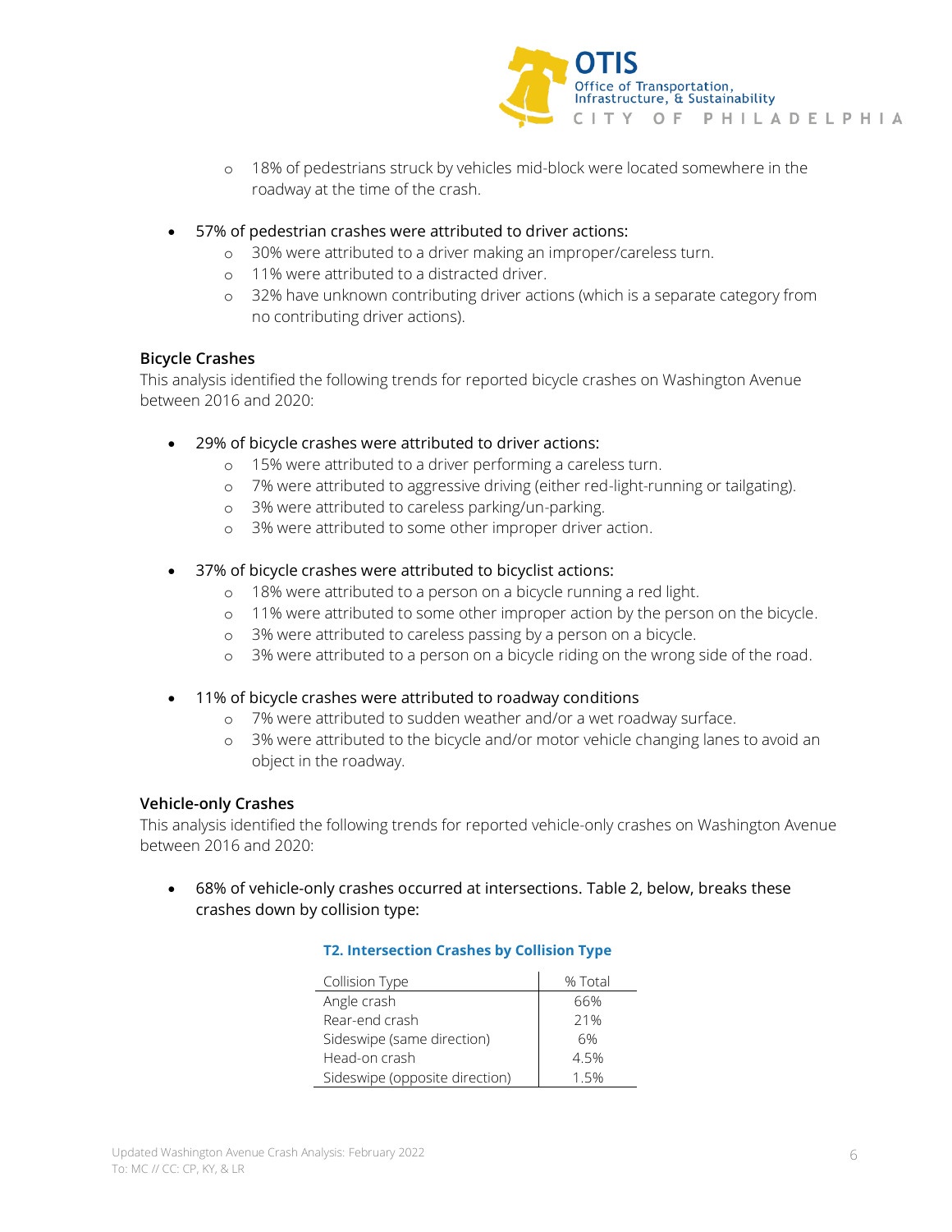- 18% of pedestrians struck by vehicles mid-block were located somewhere in the roadway at the time of the crash.

- 57% of pedestrian crashes were attributed to driver actions:
    - 30% were attributed to a driver making an improper/careless turn.
    - 11% were attributed to a distracted driver.
    - 32% have unknown contributing driver actions (which is a separate category from no contributing driver actions).

### Bicycle Crashes

This analysis identified the following trends for reported bicycle crashes on Washington Avenue between 2016 and 2020:

- 29% of bicycle crashes were attributed to driver actions:
    - 15% were attributed to a driver performing a careless turn.
    - 7% were attributed to aggressive driving (either red-light-running or tailgating).
    - 3% were attributed to careless parking/un-parking.
    - 3% were attributed to some other improper driver action.

- 37% of bicycle crashes were attributed to bicyclist actions:
    - 18% were attributed to a person on a bicycle running a red light.
    - 11% were attributed to some other improper action by the person on the bicycle.
    - 3% were attributed to careless passing by a person on a bicycle.
    - 3% were attributed to a person on a bicycle riding on the wrong side of the road.

- 11% of bicycle crashes were attributed to roadway conditions
    - 7% were attributed to sudden weather and/or a wet roadway surface.
    - 3% were attributed to the bicycle and/or motor vehicle changing lanes to avoid an object in the roadway.

### Vehicle-only Crashes

This analysis identified the following trends for reported vehicle-only crashes on Washington Avenue between 2016 and 2020:

- 68% of vehicle-only crashes occurred at intersections. Table 2, below, breaks these crashes down by collision type:

**T2. Intersection Crashes by Collision Type**

| Collision Type | % Total |
|---|---|
| Angle crash | 66% |
| Rear-end crash | 21% |
| Sideswipe (same direction) | 6% |
| Head-on crash | 4.5% |
| Sideswipe (opposite direction) | 1.5% |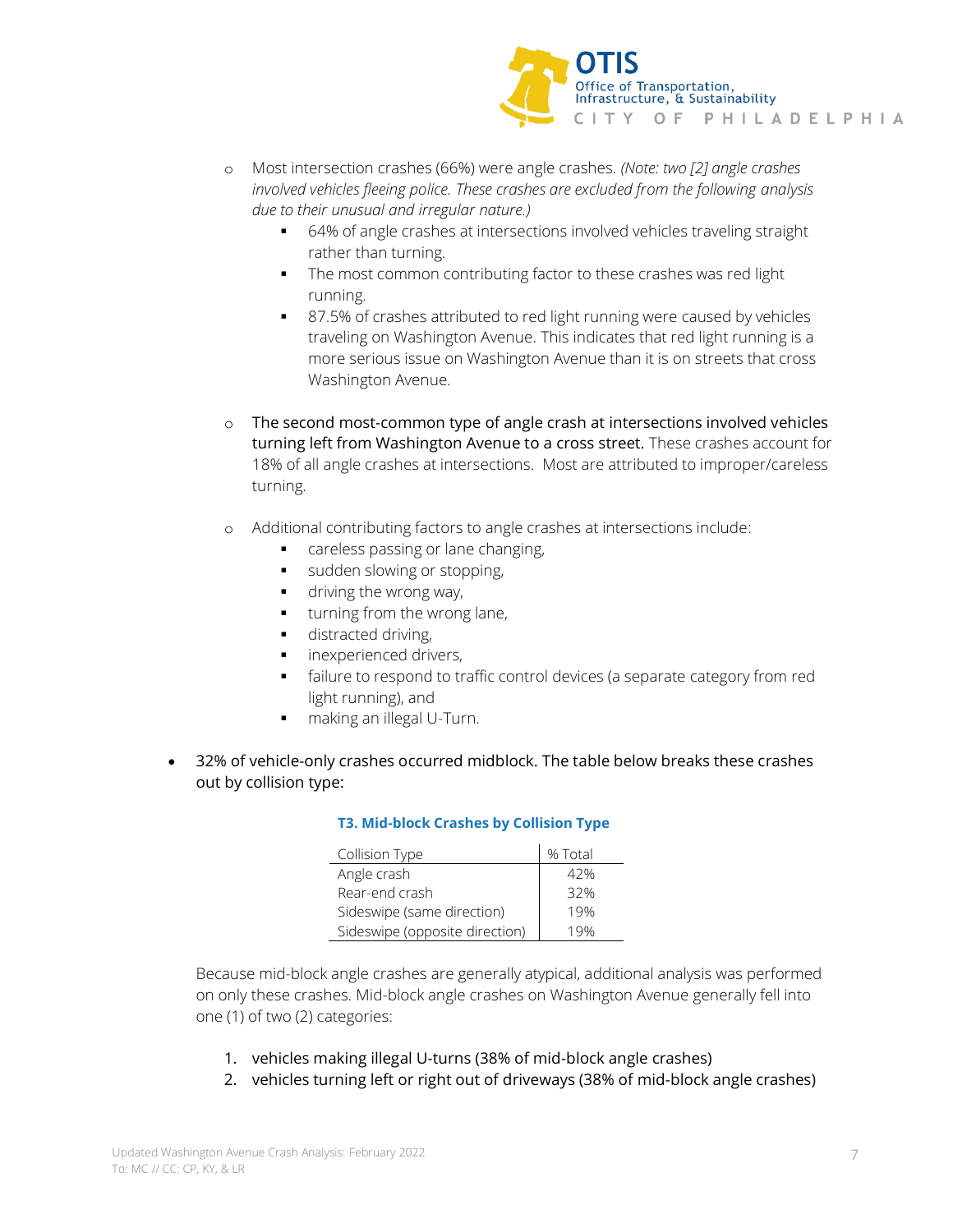- Most intersection crashes (66%) were angle crashes. *(Note: two [2] angle crashes involved vehicles fleeing police. These crashes are excluded from the following analysis due to their unusual and irregular nature.)*
    - 64% of angle crashes at intersections involved vehicles traveling straight rather than turning.
    - The most common contributing factor to these crashes was red light running.
    - 87.5% of crashes attributed to red light running were caused by vehicles traveling on Washington Avenue. This indicates that red light running is a more serious issue on Washington Avenue than it is on streets that cross Washington Avenue.

- The second most-common type of angle crash at intersections involved vehicles turning left from Washington Avenue to a cross street. These crashes account for 18% of all angle crashes at intersections. Most are attributed to improper/careless turning.

- Additional contributing factors to angle crashes at intersections include:
    - careless passing or lane changing,
    - sudden slowing or stopping,
    - driving the wrong way,
    - turning from the wrong lane,
    - distracted driving,
    - inexperienced drivers,
    - failure to respond to traffic control devices (a separate category from red light running), and
    - making an illegal U-Turn.

- 32% of vehicle-only crashes occurred midblock. The table below breaks these crashes out by collision type:

**T3. Mid-block Crashes by Collision Type**

| Collision Type | % Total |
|---|---|
| Angle crash | 42% |
| Rear-end crash | 32% |
| Sideswipe (same direction) | 19% |
| Sideswipe (opposite direction) | 19% |

Because mid-block angle crashes are generally atypical, additional analysis was performed on only these crashes. Mid-block angle crashes on Washington Avenue generally fell into one (1) of two (2) categories:

1. vehicles making illegal U-turns (38% of mid-block angle crashes)
2. vehicles turning left or right out of driveways (38% of mid-block angle crashes)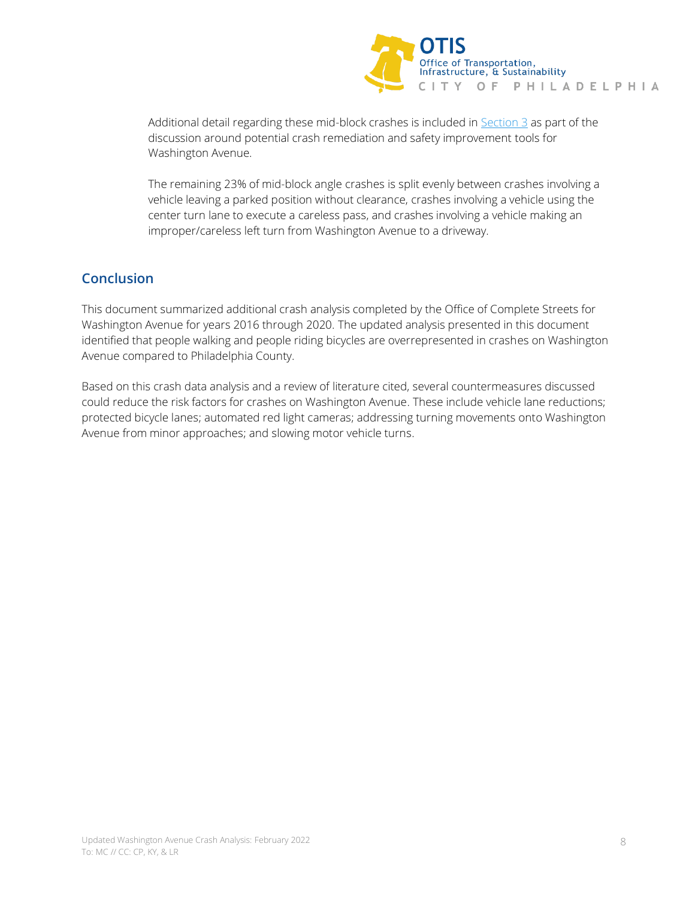Additional detail regarding these mid-block crashes is included in Section 3 as part of the discussion around potential crash remediation and safety improvement tools for Washington Avenue.

The remaining 23% of mid-block angle crashes is split evenly between crashes involving a vehicle leaving a parked position without clearance, crashes involving a vehicle using the center turn lane to execute a careless pass, and crashes involving a vehicle making an improper/careless left turn from Washington Avenue to a driveway.

## Conclusion

This document summarized additional crash analysis completed by the Office of Complete Streets for Washington Avenue for years 2016 through 2020. The updated analysis presented in this document identified that people walking and people riding bicycles are overrepresented in crashes on Washington Avenue compared to Philadelphia County.

Based on this crash data analysis and a review of literature cited, several countermeasures discussed could reduce the risk factors for crashes on Washington Avenue. These include vehicle lane reductions; protected bicycle lanes; automated red light cameras; addressing turning movements onto Washington Avenue from minor approaches; and slowing motor vehicle turns.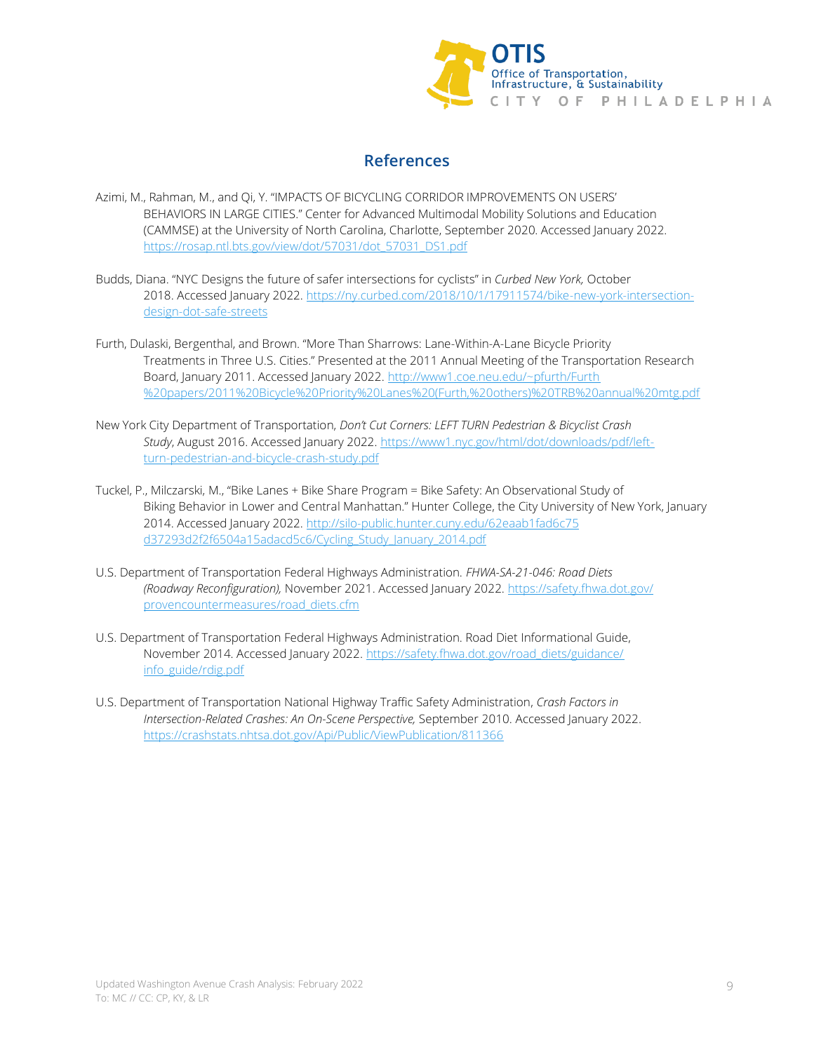## References

Azimi, M., Rahman, M., and Qi, Y. "IMPACTS OF BICYCLING CORRIDOR IMPROVEMENTS ON USERS' BEHAVIORS IN LARGE CITIES." Center for Advanced Multimodal Mobility Solutions and Education (CAMMSE) at the University of North Carolina, Charlotte, September 2020. Accessed January 2022. https://rosap.ntl.bts.gov/view/dot/57031/dot_57031_DS1.pdf

Budds, Diana. "NYC Designs the future of safer intersections for cyclists" in *Curbed New York,* October 2018. Accessed January 2022. https://ny.curbed.com/2018/10/1/17911574/bike-new-york-intersection-design-dot-safe-streets

Furth, Dulaski, Bergenthal, and Brown. "More Than Sharrows: Lane-Within-A-Lane Bicycle Priority Treatments in Three U.S. Cities." Presented at the 2011 Annual Meeting of the Transportation Research Board, January 2011. Accessed January 2022. http://www1.coe.neu.edu/~pfurth/Furth%20papers/2011%20Bicycle%20Priority%20Lanes%20(Furth,%20others)%20TRB%20annual%20mtg.pdf

New York City Department of Transportation, *Don't Cut Corners: LEFT TURN Pedestrian & Bicyclist Crash Study*, August 2016. Accessed January 2022. https://www1.nyc.gov/html/dot/downloads/pdf/left-turn-pedestrian-and-bicycle-crash-study.pdf

Tuckel, P., Milczarski, M., "Bike Lanes + Bike Share Program = Bike Safety: An Observational Study of Biking Behavior in Lower and Central Manhattan." Hunter College, the City University of New York, January 2014. Accessed January 2022. http://silo-public.hunter.cuny.edu/62eaab1fad6c75d37293d2f2f6504a15adacd5c6/Cycling_Study_January_2014.pdf

U.S. Department of Transportation Federal Highways Administration. *FHWA-SA-21-046: Road Diets (Roadway Reconfiguration),* November 2021. Accessed January 2022. https://safety.fhwa.dot.gov/provencountermeasures/road_diets.cfm

U.S. Department of Transportation Federal Highways Administration. Road Diet Informational Guide, November 2014. Accessed January 2022. https://safety.fhwa.dot.gov/road_diets/guidance/info_guide/rdig.pdf

U.S. Department of Transportation National Highway Traffic Safety Administration, *Crash Factors in Intersection-Related Crashes: An On-Scene Perspective,* September 2010. Accessed January 2022. https://crashstats.nhtsa.dot.gov/Api/Public/ViewPublication/811366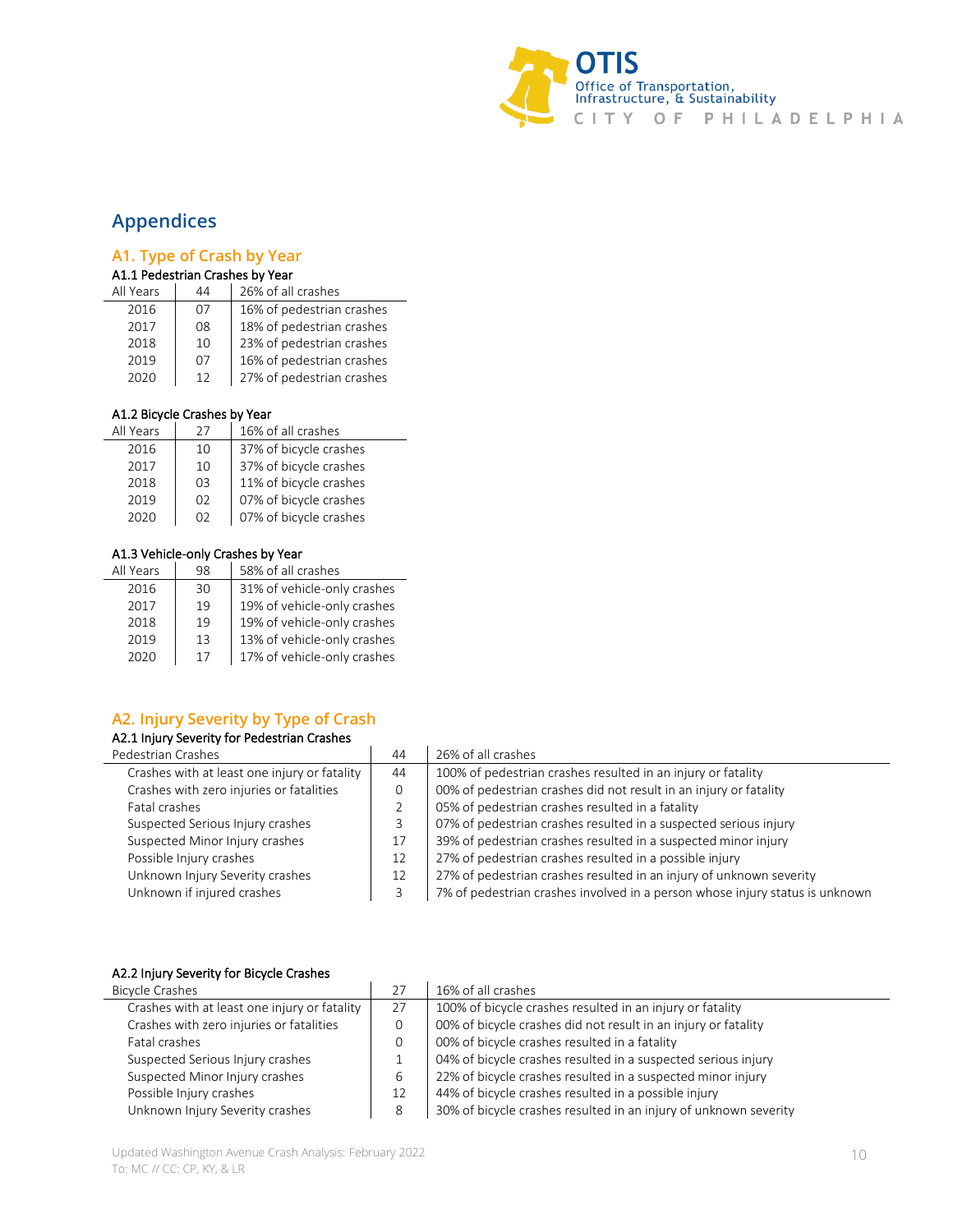## Appendices

### A1. Type of Crash by Year

#### A1.1 Pedestrian Crashes by Year

| All Years | 44 | 26% of all crashes |
|---|---|---|
| 2016 | 07 | 16% of pedestrian crashes |
| 2017 | 08 | 18% of pedestrian crashes |
| 2018 | 10 | 23% of pedestrian crashes |
| 2019 | 07 | 16% of pedestrian crashes |
| 2020 | 12 | 27% of pedestrian crashes |

#### A1.2 Bicycle Crashes by Year

| All Years | 27 | 16% of all crashes |
|---|---|---|
| 2016 | 10 | 37% of bicycle crashes |
| 2017 | 10 | 37% of bicycle crashes |
| 2018 | 03 | 11% of bicycle crashes |
| 2019 | 02 | 07% of bicycle crashes |
| 2020 | 02 | 07% of bicycle crashes |

#### A1.3 Vehicle-only Crashes by Year

| All Years | 98 | 58% of all crashes |
|---|---|---|
| 2016 | 30 | 31% of vehicle-only crashes |
| 2017 | 19 | 19% of vehicle-only crashes |
| 2018 | 19 | 19% of vehicle-only crashes |
| 2019 | 13 | 13% of vehicle-only crashes |
| 2020 | 17 | 17% of vehicle-only crashes |

### A2. Injury Severity by Type of Crash

#### A2.1 Injury Severity for Pedestrian Crashes

| Pedestrian Crashes | 44 | 26% of all crashes |
|---|---|---|
| Crashes with at least one injury or fatality | 44 | 100% of pedestrian crashes resulted in an injury or fatality |
| Crashes with zero injuries or fatalities | 0 | 00% of pedestrian crashes did not result in an injury or fatality |
| Fatal crashes | 2 | 05% of pedestrian crashes resulted in a fatality |
| Suspected Serious Injury crashes | 3 | 07% of pedestrian crashes resulted in a suspected serious injury |
| Suspected Minor Injury crashes | 17 | 39% of pedestrian crashes resulted in a suspected minor injury |
| Possible Injury crashes | 12 | 27% of pedestrian crashes resulted in a possible injury |
| Unknown Injury Severity crashes | 12 | 27% of pedestrian crashes resulted in an injury of unknown severity |
| Unknown if injured crashes | 3 | 7% of pedestrian crashes involved in a person whose injury status is unknown |

#### A2.2 Injury Severity for Bicycle Crashes

| Bicycle Crashes | 27 | 16% of all crashes |
|---|---|---|
| Crashes with at least one injury or fatality | 27 | 100% of bicycle crashes resulted in an injury or fatality |
| Crashes with zero injuries or fatalities | 0 | 00% of bicycle crashes did not result in an injury or fatality |
| Fatal crashes | 0 | 00% of bicycle crashes resulted in a fatality |
| Suspected Serious Injury crashes | 1 | 04% of bicycle crashes resulted in a suspected serious injury |
| Suspected Minor Injury crashes | 6 | 22% of bicycle crashes resulted in a suspected minor injury |
| Possible Injury crashes | 12 | 44% of bicycle crashes resulted in a possible injury |
| Unknown Injury Severity crashes | 8 | 30% of bicycle crashes resulted in an injury of unknown severity |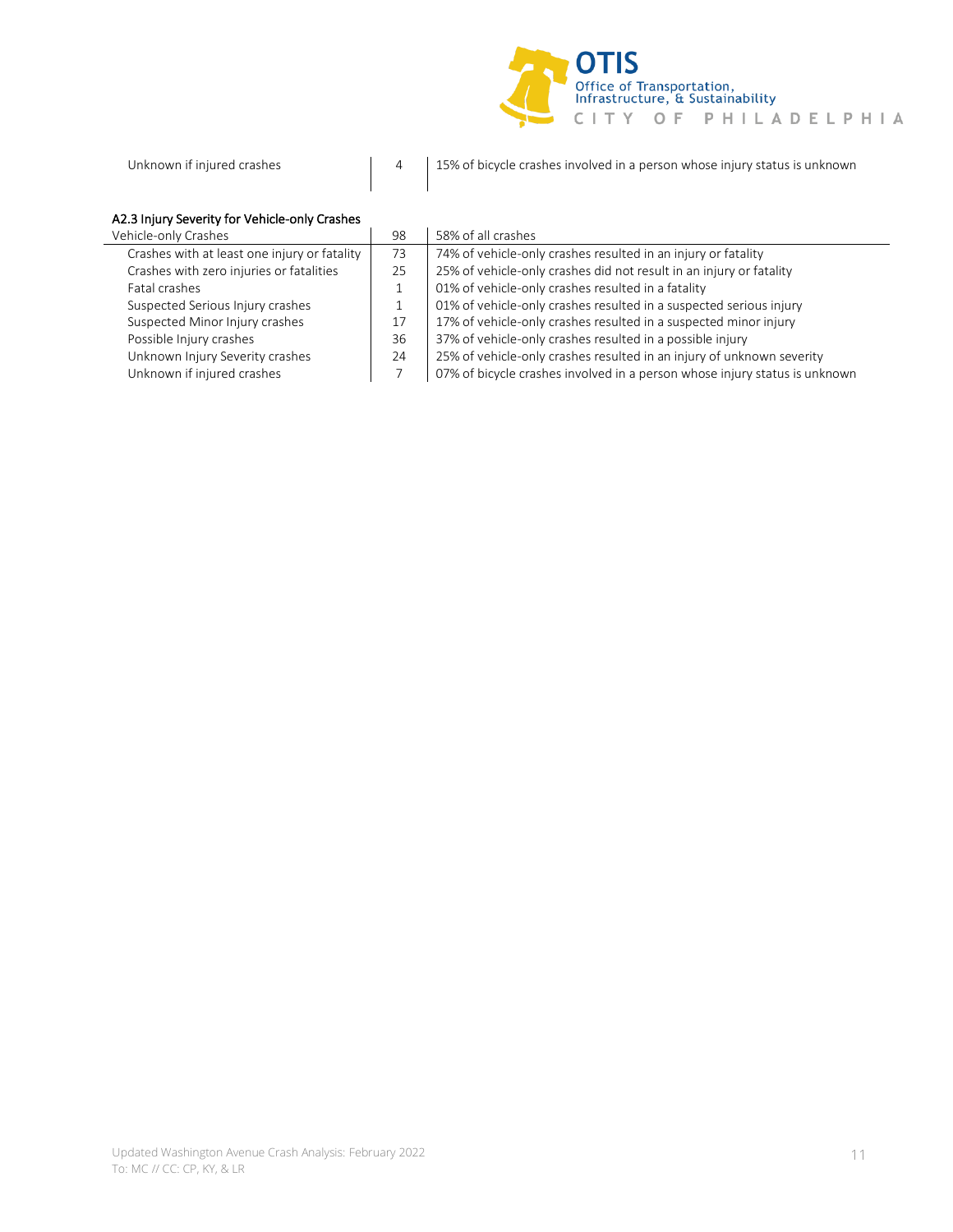| | | |
|---|---|---|
| Unknown if injured crashes | 4 | 15% of bicycle crashes involved in a person whose injury status is unknown |

### A2.3 Injury Severity for Vehicle-only Crashes

| Vehicle-only Crashes | 98 | 58% of all crashes |
|---|---|---|
| Crashes with at least one injury or fatality | 73 | 74% of vehicle-only crashes resulted in an injury or fatality |
| Crashes with zero injuries or fatalities | 25 | 25% of vehicle-only crashes did not result in an injury or fatality |
| Fatal crashes | 1 | 01% of vehicle-only crashes resulted in a fatality |
| Suspected Serious Injury crashes | 1 | 01% of vehicle-only crashes resulted in a suspected serious injury |
| Suspected Minor Injury crashes | 17 | 17% of vehicle-only crashes resulted in a suspected minor injury |
| Possible Injury crashes | 36 | 37% of vehicle-only crashes resulted in a possible injury |
| Unknown Injury Severity crashes | 24 | 25% of vehicle-only crashes resulted in an injury of unknown severity |
| Unknown if injured crashes | 7 | 07% of bicycle crashes involved in a person whose injury status is unknown |